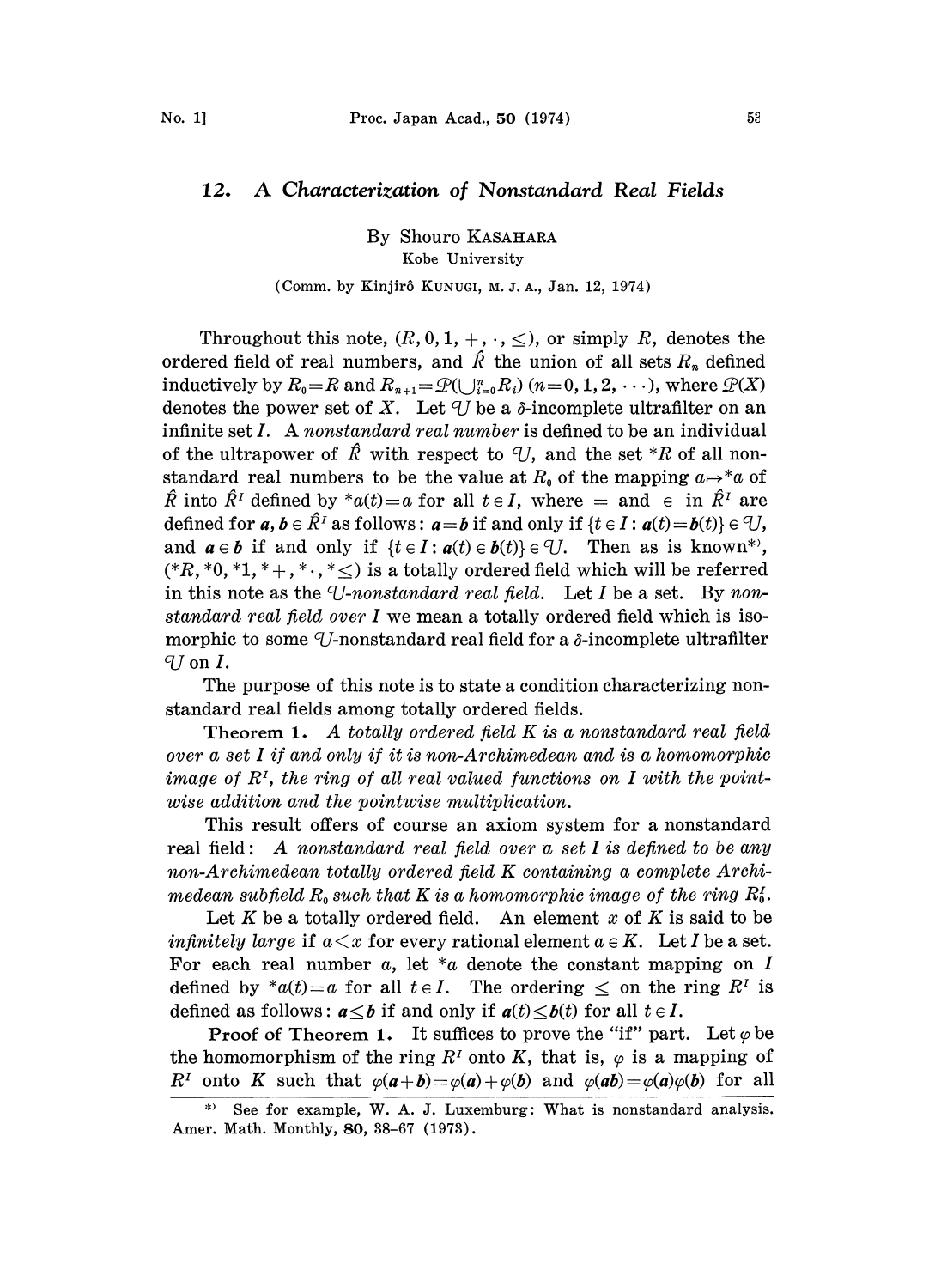## 12. *A Characterization of Nonstandard Real Fields*

By Shouro KASAHARA

Kobe University

(Comm. by Kinjirô KUNUGI, M. J. A., Jan. 12, 1974)

Throughout this note, $(R, 0, 1, +, \cdot, \leq)$, or simply $R$, denotes the ordered field of real numbers, and $\hat{R}$ the union of all sets $R_n$ defined inductively by $R_0 = R$ and $R_{n+1} = \mathcal{P}(\bigcup_{i=0}^{n} R_i)$ $(n = 0, 1, 2, \cdots)$, where $\mathcal{P}(X)$ denotes the power set of $X$. Let $\mathcal{U}$ be a $\delta$-incomplete ultrafilter on an infinite set $I$. A *nonstandard real number* is defined to be an individual of the ultrapower of $\hat{R}$ with respect to $\mathcal{U}$, and the set ${}^*R$ of all nonstandard real numbers to be the value at $R_0$ of the mapping $a \mapsto {}^*a$ of $\hat{R}$ into $\hat{R}^I$ defined by ${}^*a(t) = a$ for all $t \in I$, where $=$ and $\in$ in $\hat{R}^I$ are defined for $\boldsymbol{a}, \boldsymbol{b} \in \hat{R}^I$ as follows: $\boldsymbol{a} = \boldsymbol{b}$ if and only if $\{t \in I : \boldsymbol{a}(t) = \boldsymbol{b}(t)\} \in \mathcal{U}$, and $\boldsymbol{a} \in \boldsymbol{b}$ if and only if $\{t \in I : \boldsymbol{a}(t) \in \boldsymbol{b}(t)\} \in \mathcal{U}$. Then as is known[\*], $({}^*R, {}^*0, {}^*1, {}^*+, {}^*\cdot, {}^*\leq)$ is a totally ordered field which will be referred in this note as the *$\mathcal{U}$-nonstandard real field*. Let $I$ be a set. By *nonstandard real field over $I$* we mean a totally ordered field which is isomorphic to some $\mathcal{U}$-nonstandard real field for a $\delta$-incomplete ultrafilter $\mathcal{U}$ on $I$.

The purpose of this note is to state a condition characterizing nonstandard real fields among totally ordered fields.

**Theorem 1.** *A totally ordered field $K$ is a nonstandard real field over a set $I$ if and only if it is non-Archimedean and is a homomorphic image of $R^I$, the ring of all real valued functions on $I$ with the pointwise addition and the pointwise multiplication.*

This result offers of course an axiom system for a nonstandard real field: *A nonstandard real field over a set $I$ is defined to be any non-Archimedean totally ordered field $K$ containing a complete Archimedean subfield $R_0$ such that $K$ is a homomorphic image of the ring $R_0^I$.*

Let $K$ be a totally ordered field. An element $x$ of $K$ is said to be *infinitely large* if $a < x$ for every rational element $a \in K$. Let $I$ be a set. For each real number $a$, let ${}^*a$ denote the constant mapping on $I$ defined by ${}^*a(t) = a$ for all $t \in I$. The ordering $\leq$ on the ring $R^I$ is defined as follows: $\boldsymbol{a} \leq \boldsymbol{b}$ if and only if $\boldsymbol{a}(t) \leq \boldsymbol{b}(t)$ for all $t \in I$.

**Proof of Theorem 1.** It suffices to prove the "if" part. Let $\varphi$ be the homomorphism of the ring $R^I$ onto $K$, that is, $\varphi$ is a mapping of $R^I$ onto $K$ such that $\varphi(\boldsymbol{a} + \boldsymbol{b}) = \varphi(\boldsymbol{a}) + \varphi(\boldsymbol{b})$ and $\varphi(\boldsymbol{a}\boldsymbol{b}) = \varphi(\boldsymbol{a})\varphi(\boldsymbol{b})$ for all

---

\*) See for example, W. A. J. Luxemburg: What is nonstandard analysis. Amer. Math. Monthly, **80**, 38–67 (1973).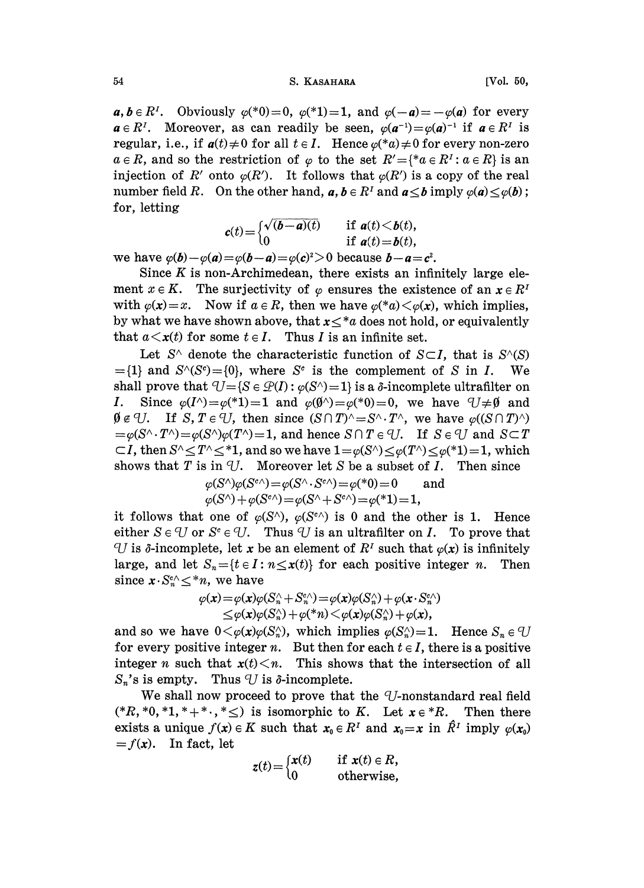$\boldsymbol{a}, \boldsymbol{b} \in R^I$. Obviously $\varphi(*0)=0$, $\varphi(*1)=1$, and $\varphi(-\boldsymbol{a})=-\varphi(\boldsymbol{a})$ for every $\boldsymbol{a} \in R^I$. Moreover, as can readily be seen, $\varphi(\boldsymbol{a}^{-1})=\varphi(\boldsymbol{a})^{-1}$ if $\boldsymbol{a} \in R^I$ is regular, i.e., if $\boldsymbol{a}(t) \neq 0$ for all $t \in I$. Hence $\varphi(*a) \neq 0$ for every non-zero $a \in R$, and so the restriction of $\varphi$ to the set $R'=\{*a \in R^I : a \in R\}$ is an injection of $R'$ onto $\varphi(R')$. It follows that $\varphi(R')$ is a copy of the real number field $R$. On the other hand, $\boldsymbol{a}, \boldsymbol{b} \in R^I$ and $\boldsymbol{a} \leq \boldsymbol{b}$ imply $\varphi(\boldsymbol{a}) \leq \varphi(\boldsymbol{b})$; for, letting

$$\boldsymbol{c}(t)=\begin{cases}\sqrt{(\boldsymbol{b}-\boldsymbol{a})(t)} & \text{if } \boldsymbol{a}(t)<\boldsymbol{b}(t),\\ 0 & \text{if } \boldsymbol{a}(t)=\boldsymbol{b}(t),\end{cases}$$

we have $\varphi(\boldsymbol{b})-\varphi(\boldsymbol{a})=\varphi(\boldsymbol{b}-\boldsymbol{a})=\varphi(\boldsymbol{c})^2>0$ because $\boldsymbol{b}-\boldsymbol{a}=\boldsymbol{c}^2$.

Since $K$ is non-Archimedean, there exists an infinitely large element $x \in K$. The surjectivity of $\varphi$ ensures the existence of an $\boldsymbol{x} \in R^I$ with $\varphi(\boldsymbol{x})=x$. Now if $a \in R$, then we have $\varphi(*a)<\varphi(\boldsymbol{x})$, which implies, by what we have shown above, that $\boldsymbol{x} \leq *a$ does not hold, or equivalently that $a<\boldsymbol{x}(t)$ for some $t \in I$. Thus $I$ is an infinite set.

Let $S^\wedge$ denote the characteristic function of $S \subset I$, that is $S^\wedge(S)=\{1\}$ and $S^\wedge(S^c)=\{0\}$, where $S^c$ is the complement of $S$ in $I$. We shall prove that $\mathcal{U}=\{S \in \mathcal{P}(I) : \varphi(S^\wedge)=1\}$ is a $\delta$-incomplete ultrafilter on $I$. Since $\varphi(I^\wedge)=\varphi(*1)=1$ and $\varphi(\emptyset^\wedge)=\varphi(*0)=0$, we have $\mathcal{U} \neq \emptyset$ and $\emptyset \notin \mathcal{U}$. If $S, T \in \mathcal{U}$, then since $(S \cap T)^\wedge=S^\wedge \cdot T^\wedge$, we have $\varphi((S \cap T)^\wedge)=\varphi(S^\wedge \cdot T^\wedge)=\varphi(S^\wedge)\varphi(T^\wedge)=1$, and hence $S \cap T \in \mathcal{U}$. If $S \in \mathcal{U}$ and $S \subset T \subset I$, then $S^\wedge \leq T^\wedge \leq *1$, and so we have $1=\varphi(S^\wedge) \leq \varphi(T^\wedge) \leq \varphi(*1)=1$, which shows that $T$ is in $\mathcal{U}$. Moreover let $S$ be a subset of $I$. Then since

$$\varphi(S^\wedge)\varphi(S^{c\wedge})=\varphi(S^\wedge \cdot S^{c\wedge})=\varphi(*0)=0 \qquad \text{and}$$
$$\varphi(S^\wedge)+\varphi(S^{c\wedge})=\varphi(S^\wedge+S^{c\wedge})=\varphi(*1)=1,$$

it follows that one of $\varphi(S^\wedge)$, $\varphi(S^{c\wedge})$ is 0 and the other is 1. Hence either $S \in \mathcal{U}$ or $S^c \in \mathcal{U}$. Thus $\mathcal{U}$ is an ultrafilter on $I$. To prove that $\mathcal{U}$ is $\delta$-incomplete, let $\boldsymbol{x}$ be an element of $R^I$ such that $\varphi(\boldsymbol{x})$ is infinitely large, and let $S_n=\{t \in I : n \leq \boldsymbol{x}(t)\}$ for each positive integer $n$. Then since $\boldsymbol{x} \cdot S_n^{c\wedge} \leq *n$, we have

$$\begin{aligned}\varphi(\boldsymbol{x})&=\varphi(\boldsymbol{x})\varphi(S_n^\wedge+S_n^{c\wedge})=\varphi(\boldsymbol{x})\varphi(S_n^\wedge)+\varphi(\boldsymbol{x}\cdot S_n^{c\wedge})\\ &\leq \varphi(\boldsymbol{x})\varphi(S_n^\wedge)+\varphi(*n)<\varphi(\boldsymbol{x})\varphi(S_n^\wedge)+\varphi(\boldsymbol{x}),\end{aligned}$$

and so we have $0<\varphi(\boldsymbol{x})\varphi(S_n^\wedge)$, which implies $\varphi(S_n^\wedge)=1$. Hence $S_n \in \mathcal{U}$ for every positive integer $n$. But then for each $t \in I$, there is a positive integer $n$ such that $\boldsymbol{x}(t)<n$. This shows that the intersection of all $S_n$'s is empty. Thus $\mathcal{U}$ is $\delta$-incomplete.

We shall now proceed to prove that the $\mathcal{U}$-nonstandard real field $(*R, *0, *1, *+*\cdot, *\leq)$ is isomorphic to $K$. Let $x \in *R$. Then there exists a unique $f(x) \in K$ such that $\boldsymbol{x}_0 \in R^I$ and $\boldsymbol{x}_0=x$ in $\hat{R}^I$ imply $\varphi(\boldsymbol{x}_0)=f(x)$. In fact, let

$$\boldsymbol{z}(t)=\begin{cases}\boldsymbol{x}(t) & \text{if } \boldsymbol{x}(t) \in R,\\ 0 & \text{otherwise,}\end{cases}$$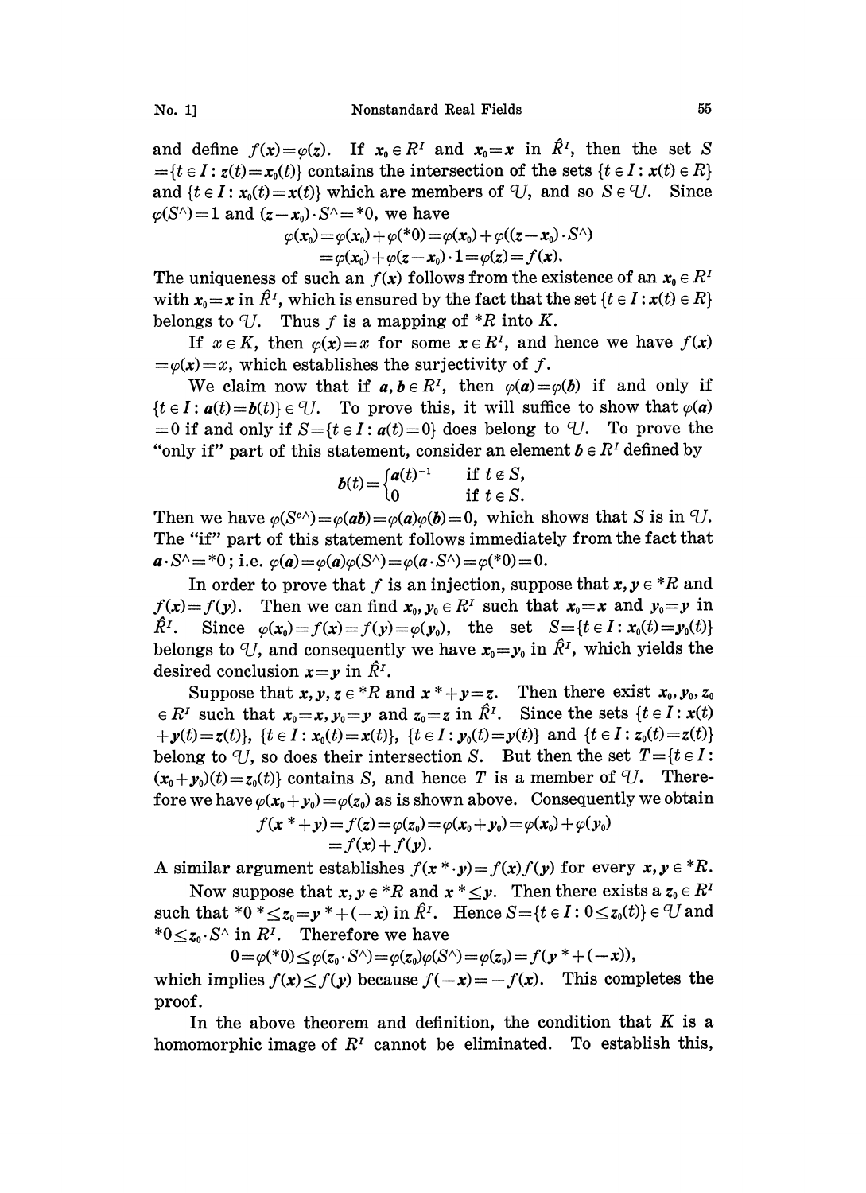and define $f(x)=\varphi(z)$. If $x_0 \in R^I$ and $x_0=x$ in $\hat{R}^I$, then the set $S=\{t \in I : z(t)=x_0(t)\}$ contains the intersection of the sets $\{t \in I : x(t) \in R\}$ and $\{t \in I : x_0(t)=x(t)\}$ which are members of $\mathcal{U}$, and so $S \in \mathcal{U}$. Since $\varphi(S^\wedge)=1$ and $(z-x_0)\cdot S^\wedge = {}^*0$, we have

$$\begin{aligned}\varphi(x_0) &= \varphi(x_0)+\varphi({}^*0)=\varphi(x_0)+\varphi((z-x_0)\cdot S^\wedge)\\ &=\varphi(x_0)+\varphi(z-x_0)\cdot 1=\varphi(z)=f(x).\end{aligned}$$

The uniqueness of such an $f(x)$ follows from the existence of an $x_0 \in R^I$ with $x_0=x$ in $\hat{R}^I$, which is ensured by the fact that the set $\{t \in I : x(t) \in R\}$ belongs to $\mathcal{U}$. Thus $f$ is a mapping of ${}^*R$ into $K$.

If $x \in K$, then $\varphi(x)=x$ for some $x \in R^I$, and hence we have $f(x)=\varphi(x)=x$, which establishes the surjectivity of $f$.

We claim now that if $a, b \in R^I$, then $\varphi(a)=\varphi(b)$ if and only if $\{t \in I : a(t)=b(t)\} \in \mathcal{U}$. To prove this, it will suffice to show that $\varphi(a)=0$ if and only if $S=\{t \in I : a(t)=0\}$ does belong to $\mathcal{U}$. To prove the "only if" part of this statement, consider an element $b \in R^I$ defined by

$$b(t)=\begin{cases} a(t)^{-1} & \text{if } t \notin S,\\ 0 & \text{if } t \in S.\end{cases}$$

Then we have $\varphi(S^{c\wedge})=\varphi(ab)=\varphi(a)\varphi(b)=0$, which shows that $S$ is in $\mathcal{U}$. The "if" part of this statement follows immediately from the fact that $a\cdot S^\wedge = {}^*0$; i.e. $\varphi(a)=\varphi(a)\varphi(S^\wedge)=\varphi(a\cdot S^\wedge)=\varphi({}^*0)=0$.

In order to prove that $f$ is an injection, suppose that $x, y \in {}^*R$ and $f(x)=f(y)$. Then we can find $x_0, y_0 \in R^I$ such that $x_0=x$ and $y_0=y$ in $\hat{R}^I$. Since $\varphi(x_0)=f(x)=f(y)=\varphi(y_0)$, the set $S=\{t \in I : x_0(t)=y_0(t)\}$ belongs to $\mathcal{U}$, and consequently we have $x_0=y_0$ in $\hat{R}^I$, which yields the desired conclusion $x=y$ in $\hat{R}^I$.

Suppose that $x, y, z \in {}^*R$ and $x \mathbin{{}^*{+}} y = z$. Then there exist $x_0, y_0, z_0 \in R^I$ such that $x_0=x, y_0=y$ and $z_0=z$ in $\hat{R}^I$. Since the sets $\{t \in I : x(t)+y(t)=z(t)\}$, $\{t \in I : x_0(t)=x(t)\}$, $\{t \in I : y_0(t)=y(t)\}$ and $\{t \in I : z_0(t)=z(t)\}$ belong to $\mathcal{U}$, so does their intersection $S$. But then the set $T=\{t \in I : (x_0+y_0)(t)=z_0(t)\}$ contains $S$, and hence $T$ is a member of $\mathcal{U}$. Therefore we have $\varphi(x_0+y_0)=\varphi(z_0)$ as is shown above. Consequently we obtain

$$\begin{aligned}f(x \mathbin{{}^*{+}} y) &= f(z)=\varphi(z_0)=\varphi(x_0+y_0)=\varphi(x_0)+\varphi(y_0)\\ &=f(x)+f(y).\end{aligned}$$

A similar argument establishes $f(x \mathbin{{}^*{\cdot}} y)=f(x)f(y)$ for every $x, y \in {}^*R$.

Now suppose that $x, y \in {}^*R$ and $x \mathbin{{}^*{\le}} y$. Then there exists a $z_0 \in R^I$ such that ${}^*0 \mathbin{{}^*{\le}} z_0 = y \mathbin{{}^*{+}} (-x)$ in $\hat{R}^I$. Hence $S=\{t \in I : 0 \le z_0(t)\} \in \mathcal{U}$ and ${}^*0 \le z_0 \cdot S^\wedge$ in $R^I$. Therefore we have

$$0=\varphi({}^*0)\le\varphi(z_0\cdot S^\wedge)=\varphi(z_0)\varphi(S^\wedge)=\varphi(z_0)=f(y \mathbin{{}^*{+}} (-x)),$$

which implies $f(x)\le f(y)$ because $f(-x)=-f(x)$. This completes the proof.

In the above theorem and definition, the condition that $K$ is a homomorphic image of $R^I$ cannot be eliminated. To establish this,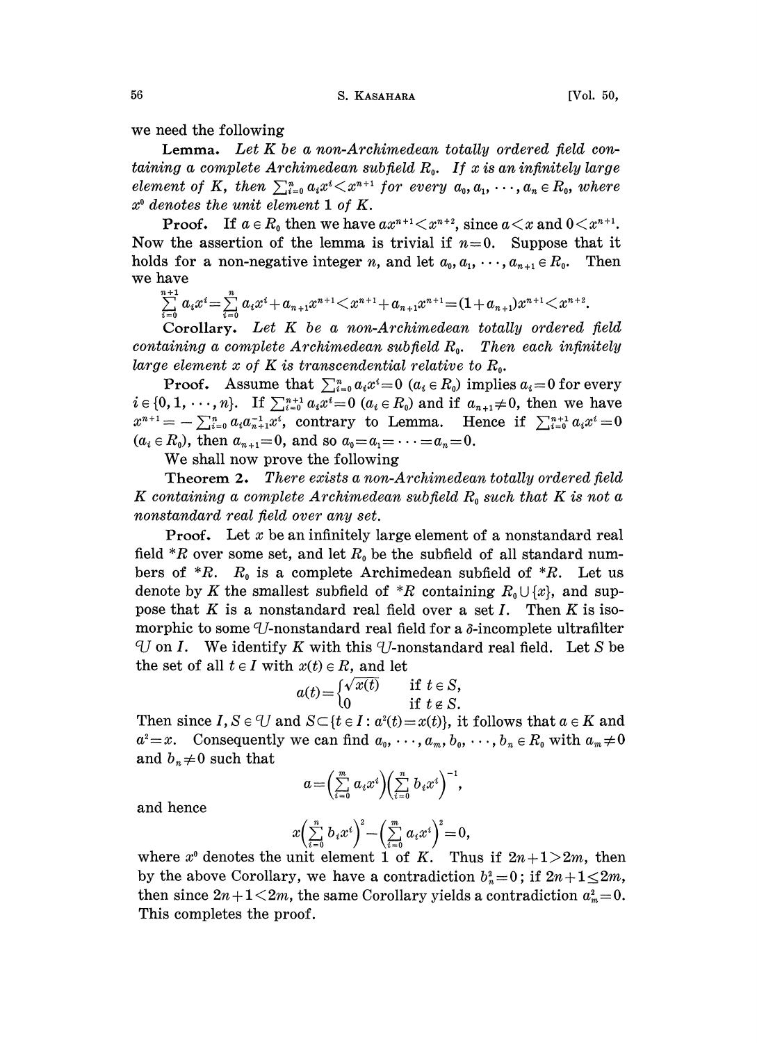we need the following

**Lemma.** *Let $K$ be a non-Archimedean totally ordered field containing a complete Archimedean subfield $R_0$. If $x$ is an infinitely large element of $K$, then $\sum_{i=0}^{n} a_i x^i < x^{n+1}$ for every $a_0, a_1, \cdots, a_n \in R_0$, where $x^0$ denotes the unit element 1 of $K$.*

**Proof.** If $a \in R_0$ then we have $ax^{n+1} < x^{n+2}$, since $a < x$ and $0 < x^{n+1}$. Now the assertion of the lemma is trivial if $n=0$. Suppose that it holds for a non-negative integer $n$, and let $a_0, a_1, \cdots, a_{n+1} \in R_0$. Then we have

$$\sum_{i=0}^{n+1} a_i x^i = \sum_{i=0}^{n} a_i x^i + a_{n+1}x^{n+1} < x^{n+1} + a_{n+1}x^{n+1} = (1+a_{n+1})x^{n+1} < x^{n+2}.$$

**Corollary.** *Let $K$ be a non-Archimedean totally ordered field containing a complete Archimedean subfield $R_0$. Then each infinitely large element $x$ of $K$ is transcendential relative to $R_0$.*

**Proof.** Assume that $\sum_{i=0}^{n} a_i x^i = 0$ ($a_i \in R_0$) implies $a_i = 0$ for every $i \in \{0, 1, \cdots, n\}$. If $\sum_{i=0}^{n+1} a_i x^i = 0$ ($a_i \in R_0$) and if $a_{n+1} \neq 0$, then we have $x^{n+1} = -\sum_{i=0}^{n} a_i a_{n+1}^{-1} x^i$, contrary to Lemma. Hence if $\sum_{i=0}^{n+1} a_i x^i = 0$ ($a_i \in R_0$), then $a_{n+1} = 0$, and so $a_0 = a_1 = \cdots = a_n = 0$.

We shall now prove the following

**Theorem 2.** *There exists a non-Archimedean totally ordered field $K$ containing a complete Archimedean subfield $R_0$ such that $K$ is not a nonstandard real field over any set.*

**Proof.** Let $x$ be an infinitely large element of a nonstandard real field $^*R$ over some set, and let $R_0$ be the subfield of all standard numbers of $^*R$. $R_0$ is a complete Archimedean subfield of $^*R$. Let us denote by $K$ the smallest subfield of $^*R$ containing $R_0 \cup \{x\}$, and suppose that $K$ is a nonstandard real field over a set $I$. Then $K$ is isomorphic to some $\mathcal{U}$-nonstandard real field for a $\delta$-incomplete ultrafilter $\mathcal{U}$ on $I$. We identify $K$ with this $\mathcal{U}$-nonstandard real field. Let $S$ be the set of all $t \in I$ with $x(t) \in R$, and let

$$a(t) = \begin{cases} \sqrt{x(t)} & \text{if } t \in S, \\ 0 & \text{if } t \notin S. \end{cases}$$

Then since $I, S \in \mathcal{U}$ and $S \subset \{t \in I : a^2(t) = x(t)\}$, it follows that $a \in K$ and $a^2 = x$. Consequently we can find $a_0, \cdots, a_m, b_0, \cdots, b_n \in R_0$ with $a_m \neq 0$ and $b_n \neq 0$ such that

$$a = \left(\sum_{i=0}^{m} a_i x^i\right)\left(\sum_{i=0}^{n} b_i x^i\right)^{-1},$$

and hence

$$x\left(\sum_{i=0}^{n} b_i x^i\right)^2 - \left(\sum_{i=0}^{m} a_i x^i\right)^2 = 0,$$

where $x^0$ denotes the unit element 1 of $K$. Thus if $2n+1 > 2m$, then by the above Corollary, we have a contradiction $b_n^2 = 0$; if $2n+1 \leq 2m$, then since $2n+1 < 2m$, the same Corollary yields a contradiction $a_m^2 = 0$. This completes the proof.